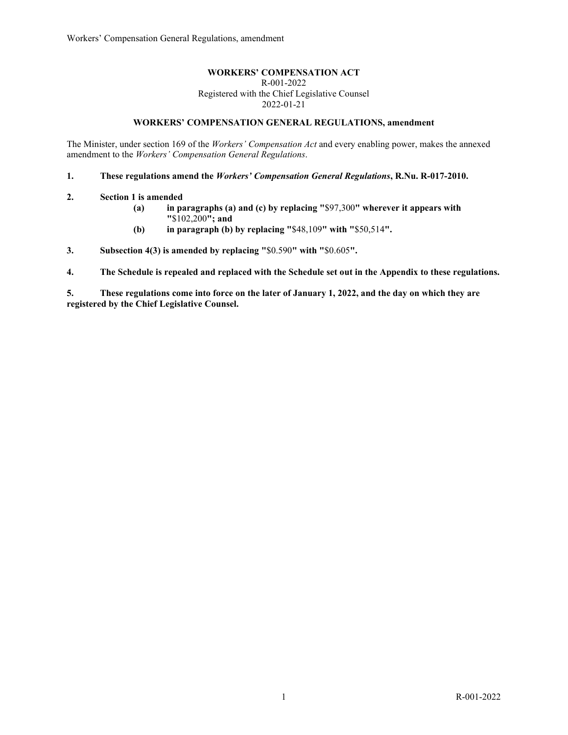**WORKERS' COMPENSATION ACT**
R-001-2022
Registered with the Chief Legislative Counsel
2022-01-21

**WORKERS' COMPENSATION GENERAL REGULATIONS, amendment**

The Minister, under section 169 of the *Workers' Compensation Act* and every enabling power, makes the annexed amendment to the *Workers' Compensation General Regulations*.

**1. These regulations amend the *Workers' Compensation General Regulations*, R.Nu. R-017-2010.**

**2. Section 1 is amended**

- **(a) in paragraphs (a) and (c) by replacing "**$97,300**" wherever it appears with "**$102,200**"; and**
- **(b) in paragraph (b) by replacing "**$48,109**" with "**$50,514**".**

**3. Subsection 4(3) is amended by replacing "**$0.590**" with "**$0.605**".**

**4. The Schedule is repealed and replaced with the Schedule set out in the Appendix to these regulations.**

**5. These regulations come into force on the later of January 1, 2022, and the day on which they are registered by the Chief Legislative Counsel.**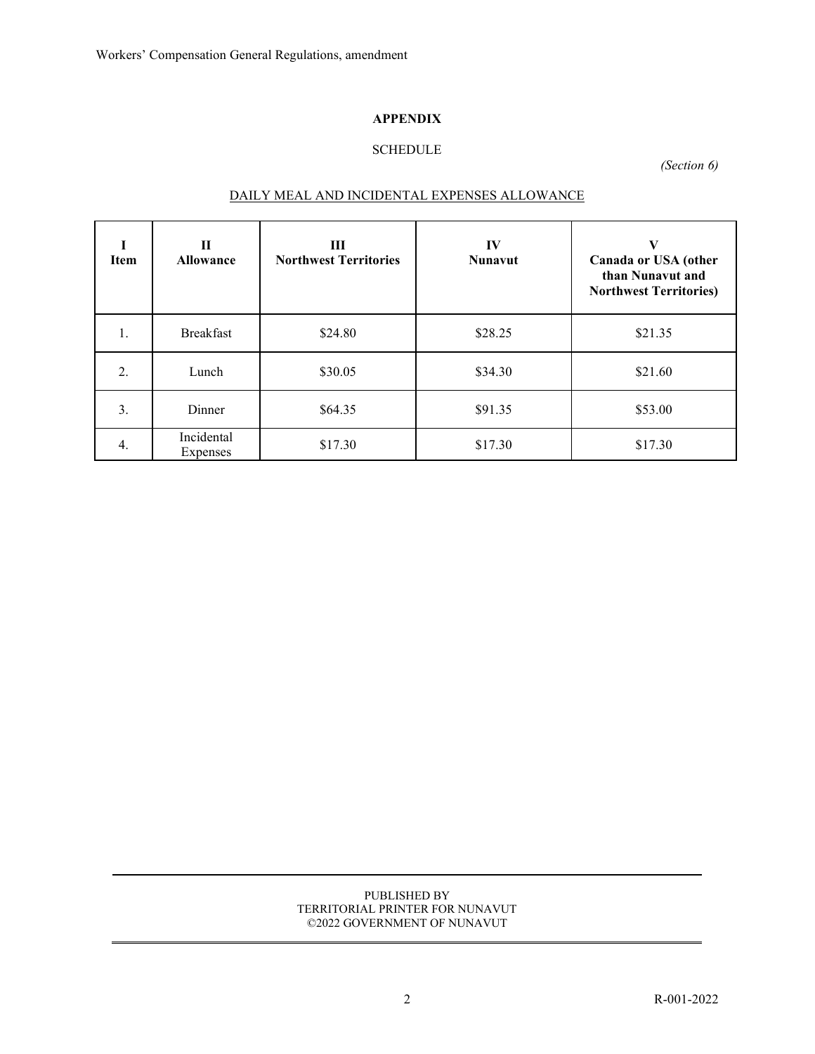**APPENDIX**

SCHEDULE

*(Section 6)*

DAILY MEAL AND INCIDENTAL EXPENSES ALLOWANCE

| I<br>Item | II<br>Allowance | III<br>Northwest Territories | IV<br>Nunavut | V<br>Canada or USA (other than Nunavut and Northwest Territories) |
|---|---|---|---|---|
| 1. | Breakfast | $24.80 | $28.25 | $21.35 |
| 2. | Lunch | $30.05 | $34.30 | $21.60 |
| 3. | Dinner | $64.35 | $91.35 | $53.00 |
| 4. | Incidental Expenses | $17.30 | $17.30 | $17.30 |

PUBLISHED BY
TERRITORIAL PRINTER FOR NUNAVUT
©2022 GOVERNMENT OF NUNAVUT